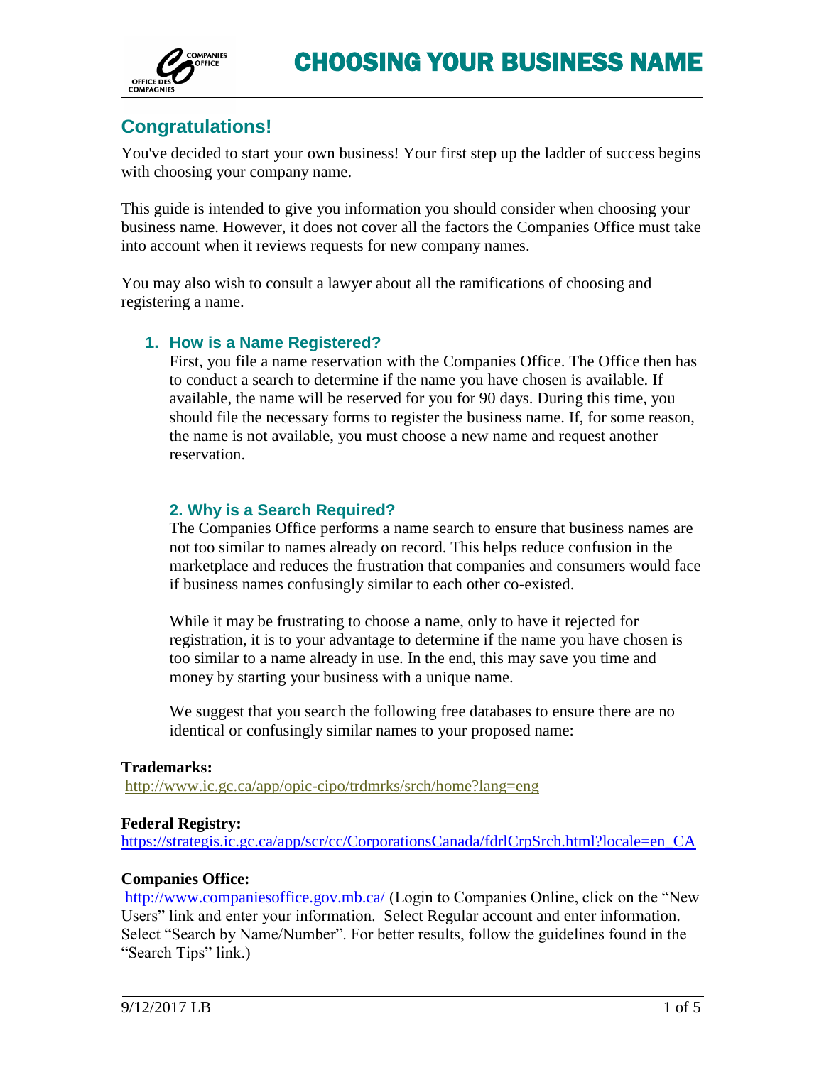# CHOOSING YOUR BUSINESS NAME

## Congratulations!

You've decided to start your own business! Your first step up the ladder of success begins with choosing your company name.

This guide is intended to give you information you should consider when choosing your business name. However, it does not cover all the factors the Companies Office must take into account when it reviews requests for new company names.

You may also wish to consult a lawyer about all the ramifications of choosing and registering a name.

### 1. How is a Name Registered?

First, you file a name reservation with the Companies Office. The Office then has to conduct a search to determine if the name you have chosen is available. If available, the name will be reserved for you for 90 days. During this time, you should file the necessary forms to register the business name. If, for some reason, the name is not available, you must choose a new name and request another reservation.

### 2. Why is a Search Required?

The Companies Office performs a name search to ensure that business names are not too similar to names already on record. This helps reduce confusion in the marketplace and reduces the frustration that companies and consumers would face if business names confusingly similar to each other co-existed.

While it may be frustrating to choose a name, only to have it rejected for registration, it is to your advantage to determine if the name you have chosen is too similar to a name already in use. In the end, this may save you time and money by starting your business with a unique name.

We suggest that you search the following free databases to ensure there are no identical or confusingly similar names to your proposed name:

**Trademarks:**
http://www.ic.gc.ca/app/opic-cipo/trdmrks/srch/home?lang=eng

**Federal Registry:**
https://strategis.ic.gc.ca/app/scr/cc/CorporationsCanada/fdrlCrpSrch.html?locale=en_CA

**Companies Office:**
http://www.companiesoffice.gov.mb.ca/ (Login to Companies Online, click on the "New Users" link and enter your information. Select Regular account and enter information. Select "Search by Name/Number". For better results, follow the guidelines found in the "Search Tips" link.)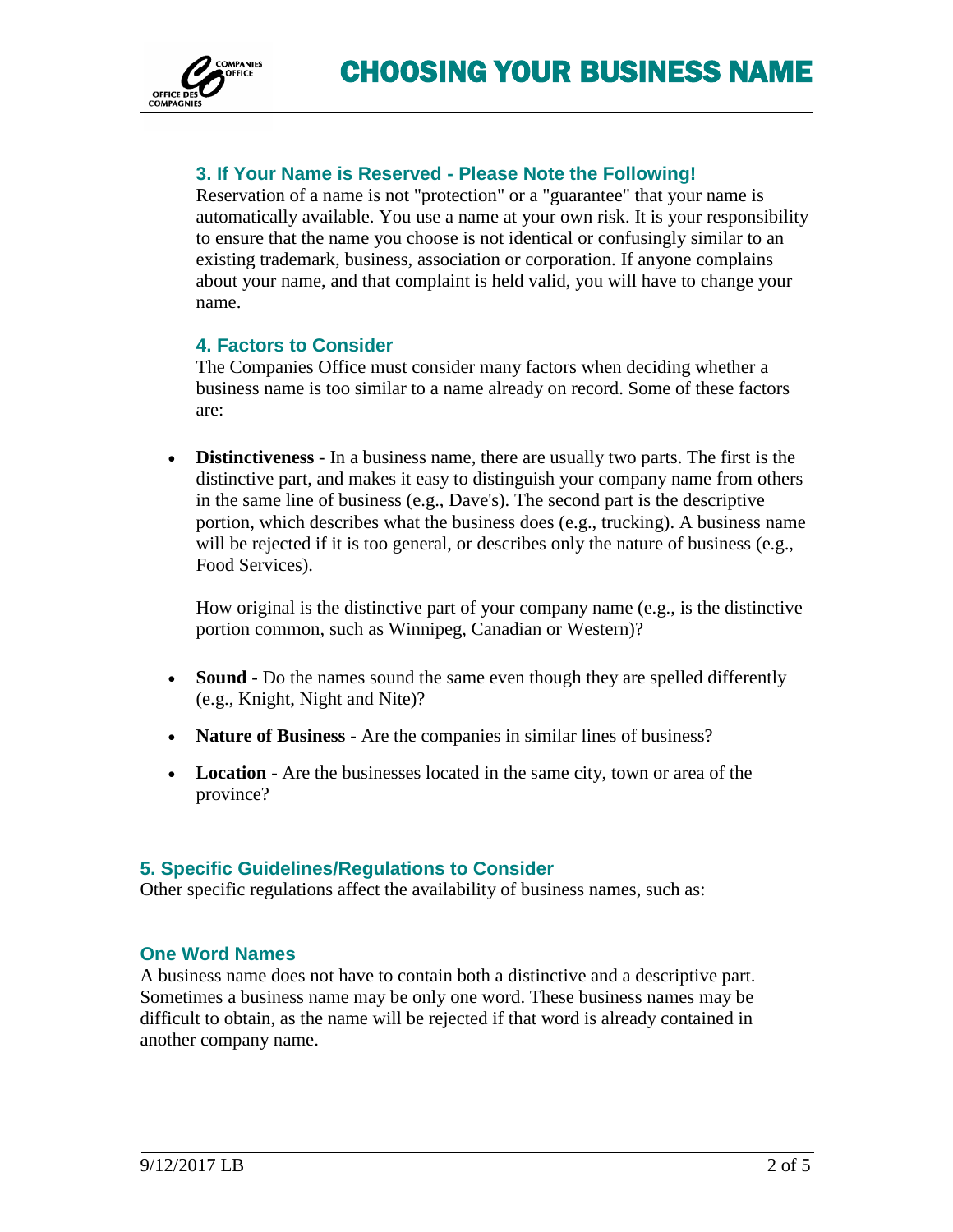### 3. If Your Name is Reserved - Please Note the Following!

Reservation of a name is not "protection" or a "guarantee" that your name is automatically available. You use a name at your own risk. It is your responsibility to ensure that the name you choose is not identical or confusingly similar to an existing trademark, business, association or corporation. If anyone complains about your name, and that complaint is held valid, you will have to change your name.

### 4. Factors to Consider

The Companies Office must consider many factors when deciding whether a business name is too similar to a name already on record. Some of these factors are:

- **Distinctiveness** - In a business name, there are usually two parts. The first is the distinctive part, and makes it easy to distinguish your company name from others in the same line of business (e.g., Dave's). The second part is the descriptive portion, which describes what the business does (e.g., trucking). A business name will be rejected if it is too general, or describes only the nature of business (e.g., Food Services).

  How original is the distinctive part of your company name (e.g., is the distinctive portion common, such as Winnipeg, Canadian or Western)?

- **Sound** - Do the names sound the same even though they are spelled differently (e.g., Knight, Night and Nite)?

- **Nature of Business** - Are the companies in similar lines of business?

- **Location** - Are the businesses located in the same city, town or area of the province?

### 5. Specific Guidelines/Regulations to Consider

Other specific regulations affect the availability of business names, such as:

### One Word Names

A business name does not have to contain both a distinctive and a descriptive part. Sometimes a business name may be only one word. These business names may be difficult to obtain, as the name will be rejected if that word is already contained in another company name.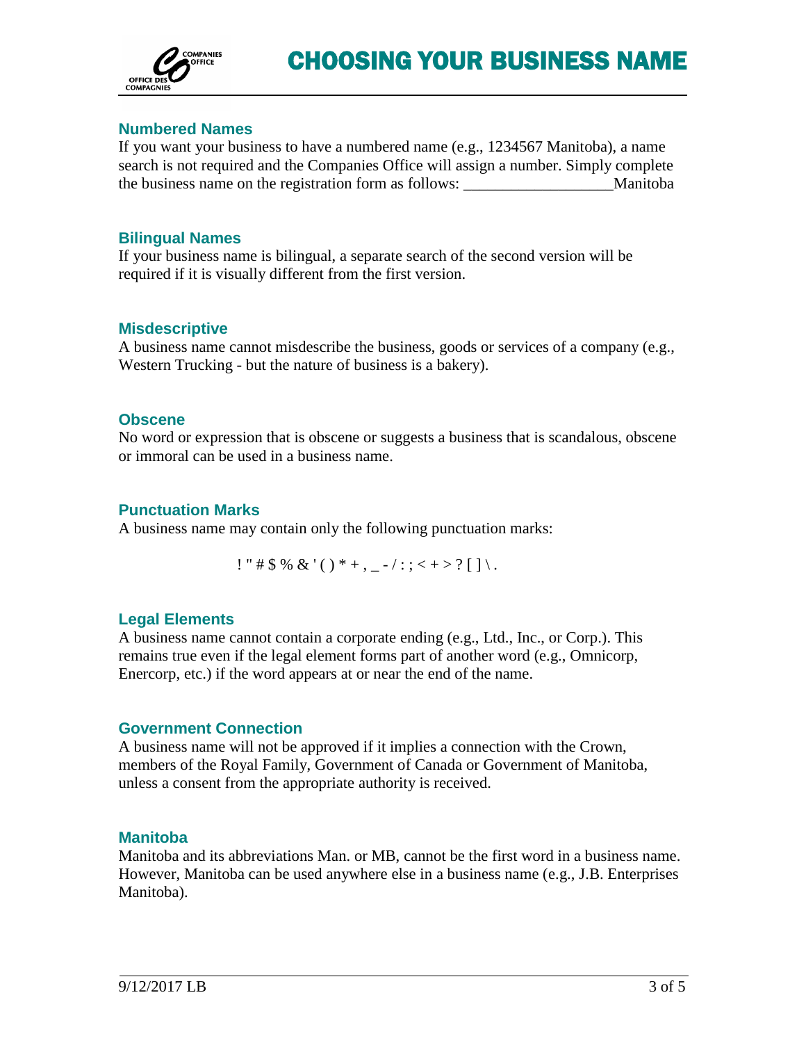# CHOOSING YOUR BUSINESS NAME

### Numbered Names

If you want your business to have a numbered name (e.g., 1234567 Manitoba), a name search is not required and the Companies Office will assign a number. Simply complete the business name on the registration form as follows: ___________________Manitoba

### Bilingual Names

If your business name is bilingual, a separate search of the second version will be required if it is visually different from the first version.

### Misdescriptive

A business name cannot misdescribe the business, goods or services of a company (e.g., Western Trucking - but the nature of business is a bakery).

### Obscene

No word or expression that is obscene or suggests a business that is scandalous, obscene or immoral can be used in a business name.

### Punctuation Marks

A business name may contain only the following punctuation marks:

! " # $ % & ' ( ) * + , _ - / : ; < + > ? [ ] \ .

### Legal Elements

A business name cannot contain a corporate ending (e.g., Ltd., Inc., or Corp.). This remains true even if the legal element forms part of another word (e.g., Omnicorp, Enercorp, etc.) if the word appears at or near the end of the name.

### Government Connection

A business name will not be approved if it implies a connection with the Crown, members of the Royal Family, Government of Canada or Government of Manitoba, unless a consent from the appropriate authority is received.

### Manitoba

Manitoba and its abbreviations Man. or MB, cannot be the first word in a business name. However, Manitoba can be used anywhere else in a business name (e.g., J.B. Enterprises Manitoba).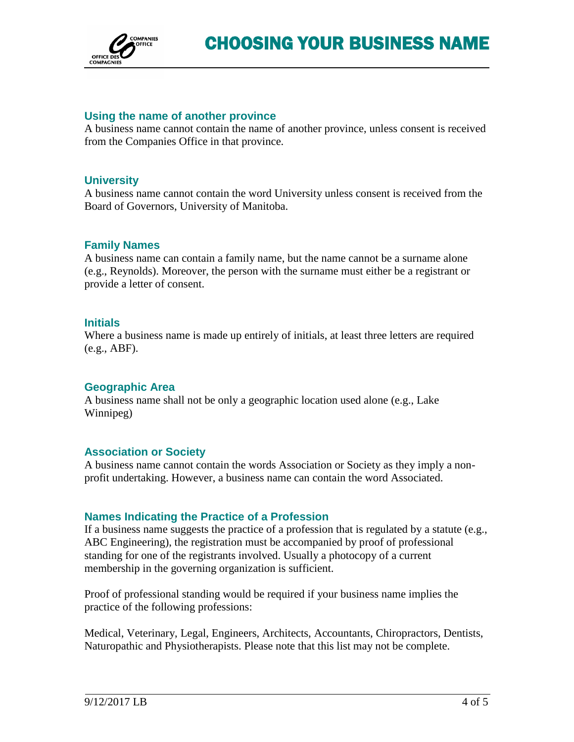### Using the name of another province

A business name cannot contain the name of another province, unless consent is received from the Companies Office in that province.

### University

A business name cannot contain the word University unless consent is received from the Board of Governors, University of Manitoba.

### Family Names

A business name can contain a family name, but the name cannot be a surname alone (e.g., Reynolds). Moreover, the person with the surname must either be a registrant or provide a letter of consent.

### Initials

Where a business name is made up entirely of initials, at least three letters are required (e.g., ABF).

### Geographic Area

A business name shall not be only a geographic location used alone (e.g., Lake Winnipeg)

### Association or Society

A business name cannot contain the words Association or Society as they imply a non-profit undertaking. However, a business name can contain the word Associated.

### Names Indicating the Practice of a Profession

If a business name suggests the practice of a profession that is regulated by a statute (e.g., ABC Engineering), the registration must be accompanied by proof of professional standing for one of the registrants involved. Usually a photocopy of a current membership in the governing organization is sufficient.

Proof of professional standing would be required if your business name implies the practice of the following professions:

Medical, Veterinary, Legal, Engineers, Architects, Accountants, Chiropractors, Dentists, Naturopathic and Physiotherapists. Please note that this list may not be complete.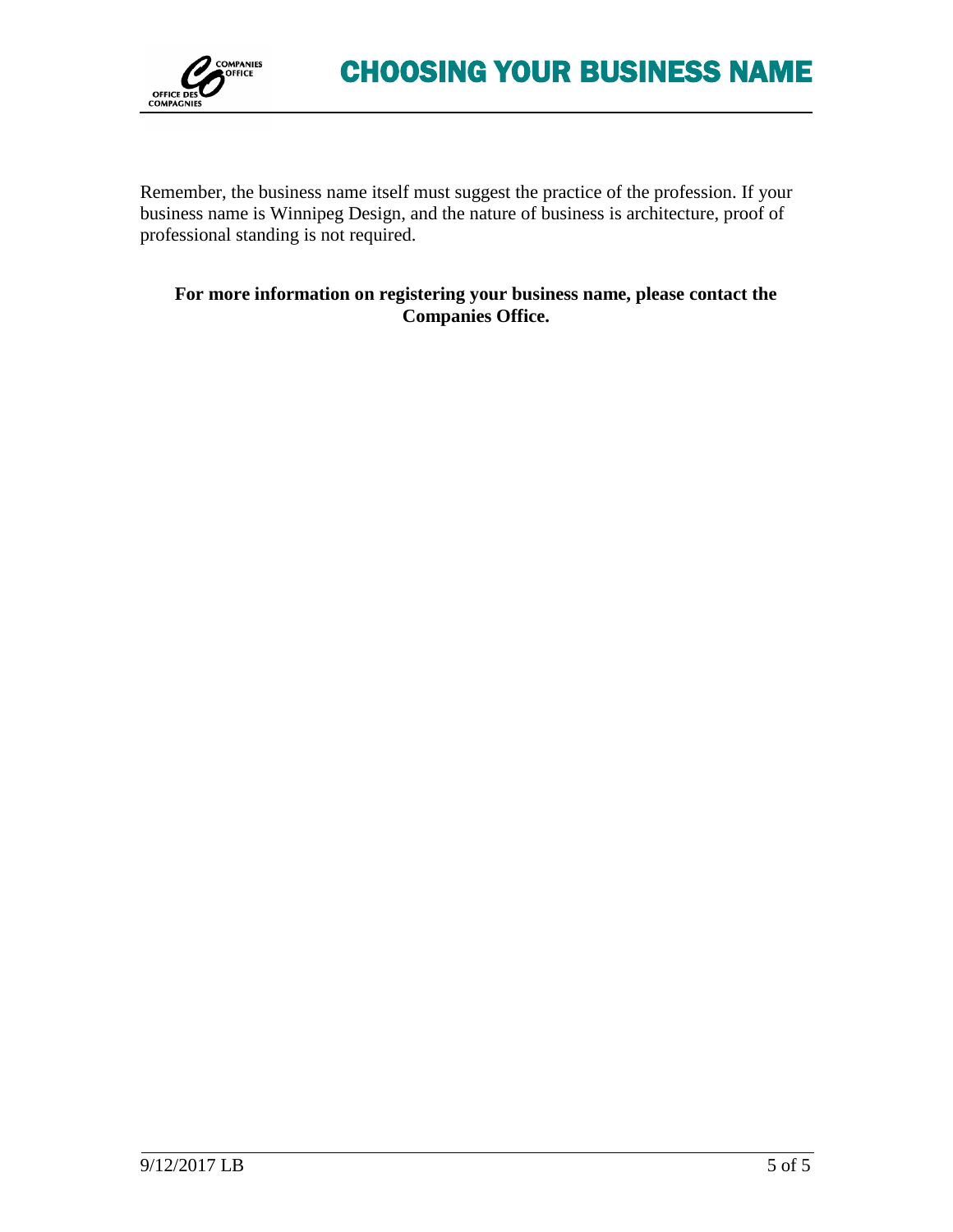Remember, the business name itself must suggest the practice of the profession. If your business name is Winnipeg Design, and the nature of business is architecture, proof of professional standing is not required.

**For more information on registering your business name, please contact the Companies Office.**